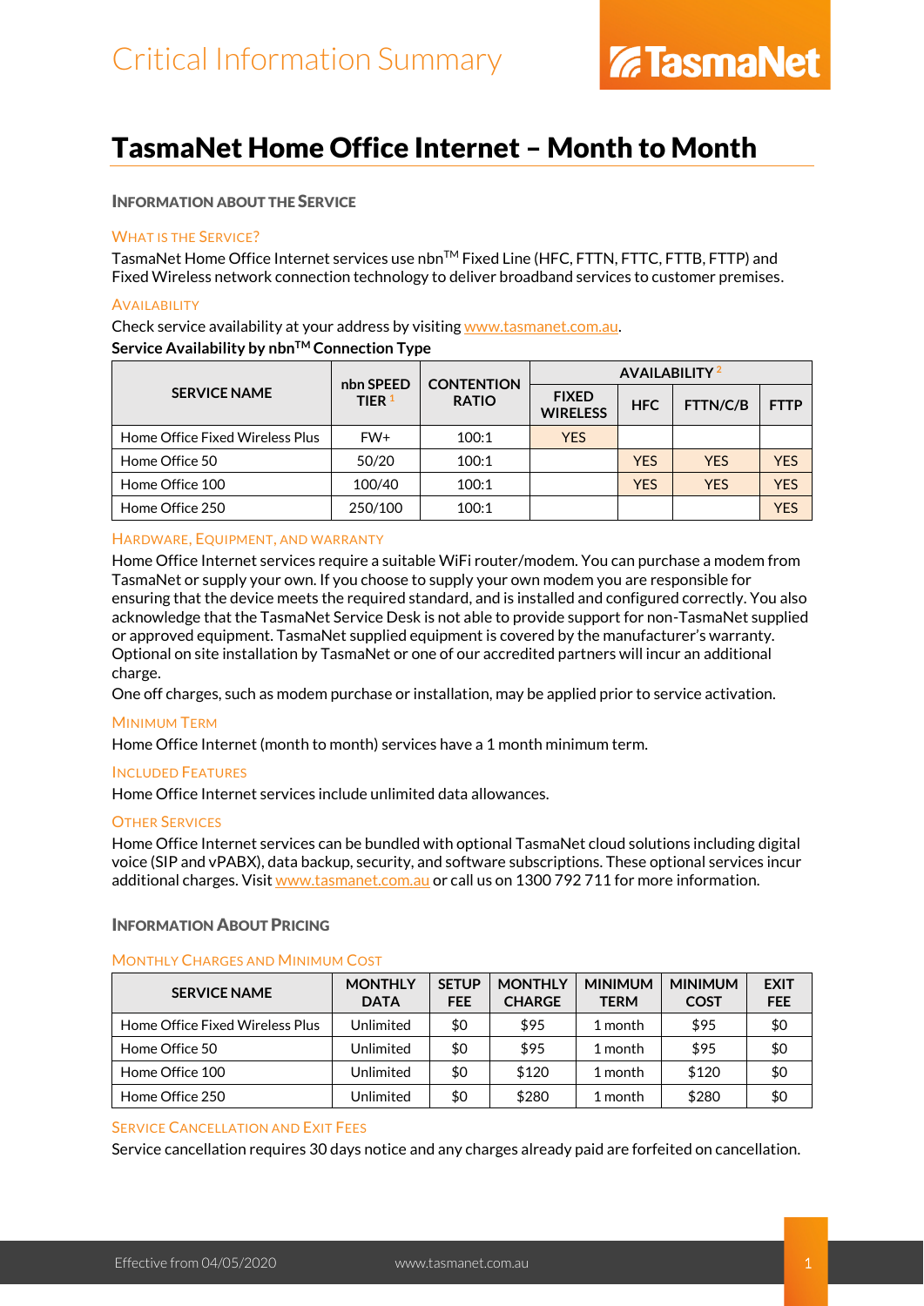Critical Information Summary

TasmaNet

# TasmaNet Home Office Internet – Month to Month

## Information about the Service

### What is the Service?

TasmaNet Home Office Internet services use nbn™ Fixed Line (HFC, FTTN, FTTC, FTTB, FTTP) and Fixed Wireless network connection technology to deliver broadband services to customer premises.

### Availability

Check service availability at your address by visiting www.tasmanet.com.au.

**Service Availability by nbn™ Connection Type**

| SERVICE NAME | nbn SPEED TIER [1] | CONTENTION RATIO | AVAILABILITY [2] | | | |
|---|---|---|---|---|---|---|
| | | | FIXED WIRELESS | HFC | FTTN/C/B | FTTP |
| Home Office Fixed Wireless Plus | FW+ | 100:1 | YES | | | |
| Home Office 50 | 50/20 | 100:1 | | YES | YES | YES |
| Home Office 100 | 100/40 | 100:1 | | YES | YES | YES |
| Home Office 250 | 250/100 | 100:1 | | | | YES |

### Hardware, Equipment, and Warranty

Home Office Internet services require a suitable WiFi router/modem. You can purchase a modem from TasmaNet or supply your own. If you choose to supply your own modem you are responsible for ensuring that the device meets the required standard, and is installed and configured correctly. You also acknowledge that the TasmaNet Service Desk is not able to provide support for non-TasmaNet supplied or approved equipment. TasmaNet supplied equipment is covered by the manufacturer's warranty. Optional on site installation by TasmaNet or one of our accredited partners will incur an additional charge.

One off charges, such as modem purchase or installation, may be applied prior to service activation.

### Minimum Term

Home Office Internet (month to month) services have a 1 month minimum term.

### Included Features

Home Office Internet services include unlimited data allowances.

### Other Services

Home Office Internet services can be bundled with optional TasmaNet cloud solutions including digital voice (SIP and vPABX), data backup, security, and software subscriptions. These optional services incur additional charges. Visit www.tasmanet.com.au or call us on 1300 792 711 for more information.

## Information About Pricing

### Monthly Charges and Minimum Cost

| SERVICE NAME | MONTHLY DATA | SETUP FEE | MONTHLY CHARGE | MINIMUM TERM | MINIMUM COST | EXIT FEE |
|---|---|---|---|---|---|---|
| Home Office Fixed Wireless Plus | Unlimited | $0 | $95 | 1 month | $95 | $0 |
| Home Office 50 | Unlimited | $0 | $95 | 1 month | $95 | $0 |
| Home Office 100 | Unlimited | $0 | $120 | 1 month | $120 | $0 |
| Home Office 250 | Unlimited | $0 | $280 | 1 month | $280 | $0 |

### Service Cancellation and Exit Fees

Service cancellation requires 30 days notice and any charges already paid are forfeited on cancellation.

Effective from 04/05/2020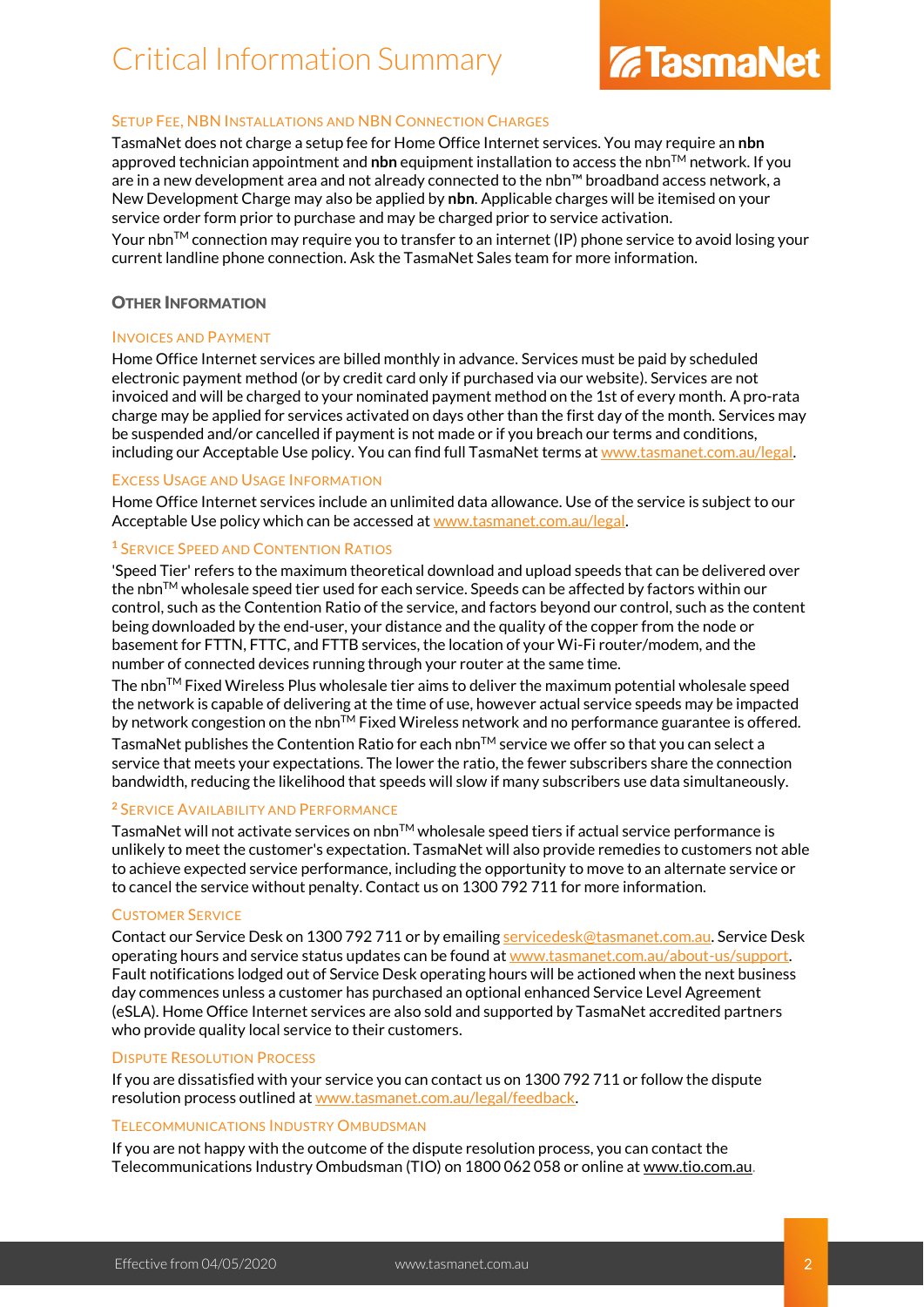# Critical Information Summary

TasmaNet

### Setup Fee, NBN Installations and NBN Connection Charges

TasmaNet does not charge a setup fee for Home Office Internet services. You may require an **nbn** approved technician appointment and **nbn** equipment installation to access the nbn™ network. If you are in a new development area and not already connected to the nbn™ broadband access network, a New Development Charge may also be applied by **nbn**. Applicable charges will be itemised on your service order form prior to purchase and may be charged prior to service activation.

Your nbn™ connection may require you to transfer to an internet (IP) phone service to avoid losing your current landline phone connection. Ask the TasmaNet Sales team for more information.

## Other Information

### Invoices and Payment

Home Office Internet services are billed monthly in advance. Services must be paid by scheduled electronic payment method (or by credit card only if purchased via our website). Services are not invoiced and will be charged to your nominated payment method on the 1st of every month. A pro-rata charge may be applied for services activated on days other than the first day of the month. Services may be suspended and/or cancelled if payment is not made or if you breach our terms and conditions, including our Acceptable Use policy. You can find full TasmaNet terms at www.tasmanet.com.au/legal.

### Excess Usage and Usage Information

Home Office Internet services include an unlimited data allowance. Use of the service is subject to our Acceptable Use policy which can be accessed at www.tasmanet.com.au/legal.

### [1] Service Speed and Contention Ratios

'Speed Tier' refers to the maximum theoretical download and upload speeds that can be delivered over the nbn™ wholesale speed tier used for each service. Speeds can be affected by factors within our control, such as the Contention Ratio of the service, and factors beyond our control, such as the content being downloaded by the end-user, your distance and the quality of the copper from the node or basement for FTTN, FTTC, and FTTB services, the location of your Wi-Fi router/modem, and the number of connected devices running through your router at the same time.

The nbn™ Fixed Wireless Plus wholesale tier aims to deliver the maximum potential wholesale speed the network is capable of delivering at the time of use, however actual service speeds may be impacted by network congestion on the nbn™ Fixed Wireless network and no performance guarantee is offered.

TasmaNet publishes the Contention Ratio for each nbn™ service we offer so that you can select a service that meets your expectations. The lower the ratio, the fewer subscribers share the connection bandwidth, reducing the likelihood that speeds will slow if many subscribers use data simultaneously.

### [2] Service Availability and Performance

TasmaNet will not activate services on nbn™ wholesale speed tiers if actual service performance is unlikely to meet the customer's expectation. TasmaNet will also provide remedies to customers not able to achieve expected service performance, including the opportunity to move to an alternate service or to cancel the service without penalty. Contact us on 1300 792 711 for more information.

### Customer Service

Contact our Service Desk on 1300 792 711 or by emailing servicedesk@tasmanet.com.au. Service Desk operating hours and service status updates can be found at www.tasmanet.com.au/about-us/support. Fault notifications lodged out of Service Desk operating hours will be actioned when the next business day commences unless a customer has purchased an optional enhanced Service Level Agreement (eSLA). Home Office Internet services are also sold and supported by TasmaNet accredited partners who provide quality local service to their customers.

### Dispute Resolution Process

If you are dissatisfied with your service you can contact us on 1300 792 711 or follow the dispute resolution process outlined at www.tasmanet.com.au/legal/feedback.

### Telecommunications Industry Ombudsman

If you are not happy with the outcome of the dispute resolution process, you can contact the Telecommunications Industry Ombudsman (TIO) on 1800 062 058 or online at www.tio.com.au.

Effective from 04/05/2020